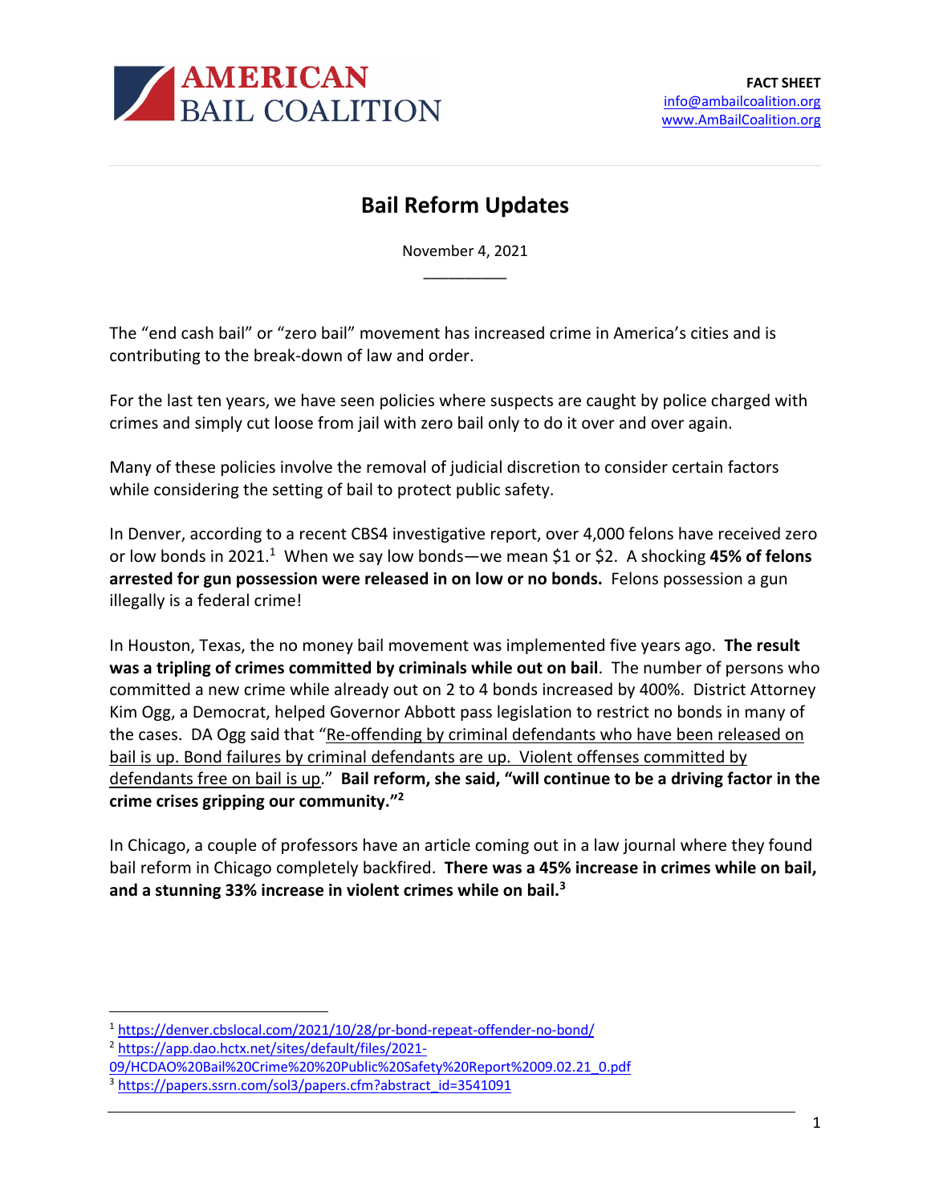**AMERICAN BAIL COALITION**

**FACT SHEET**
info@ambailcoalition.org
www.AmBailCoalition.org

# Bail Reform Updates

November 4, 2021

---

The "end cash bail" or "zero bail" movement has increased crime in America's cities and is contributing to the break-down of law and order.

For the last ten years, we have seen policies where suspects are caught by police charged with crimes and simply cut loose from jail with zero bail only to do it over and over again.

Many of these policies involve the removal of judicial discretion to consider certain factors while considering the setting of bail to protect public safety.

In Denver, according to a recent CBS4 investigative report, over 4,000 felons have received zero or low bonds in 2021.[1] When we say low bonds—we mean $1 or $2. A shocking **45% of felons arrested for gun possession were released in on low or no bonds.** Felons possession a gun illegally is a federal crime!

In Houston, Texas, the no money bail movement was implemented five years ago. **The result was a tripling of crimes committed by criminals while out on bail**. The number of persons who committed a new crime while already out on 2 to 4 bonds increased by 400%. District Attorney Kim Ogg, a Democrat, helped Governor Abbott pass legislation to restrict no bonds in many of the cases. DA Ogg said that "Re-offending by criminal defendants who have been released on bail is up. Bond failures by criminal defendants are up. Violent offenses committed by defendants free on bail is up." **Bail reform, she said, "will continue to be a driving factor in the crime crises gripping our community."[2]**

In Chicago, a couple of professors have an article coming out in a law journal where they found bail reform in Chicago completely backfired. **There was a 45% increase in crimes while on bail, and a stunning 33% increase in violent crimes while on bail.[3]**

---

[1] https://denver.cbslocal.com/2021/10/28/pr-bond-repeat-offender-no-bond/

[2] https://app.dao.hctx.net/sites/default/files/2021-09/HCDAO%20Bail%20Crime%20%20Public%20Safety%20Report%2009.02.21_0.pdf

[3] https://papers.ssrn.com/sol3/papers.cfm?abstract_id=3541091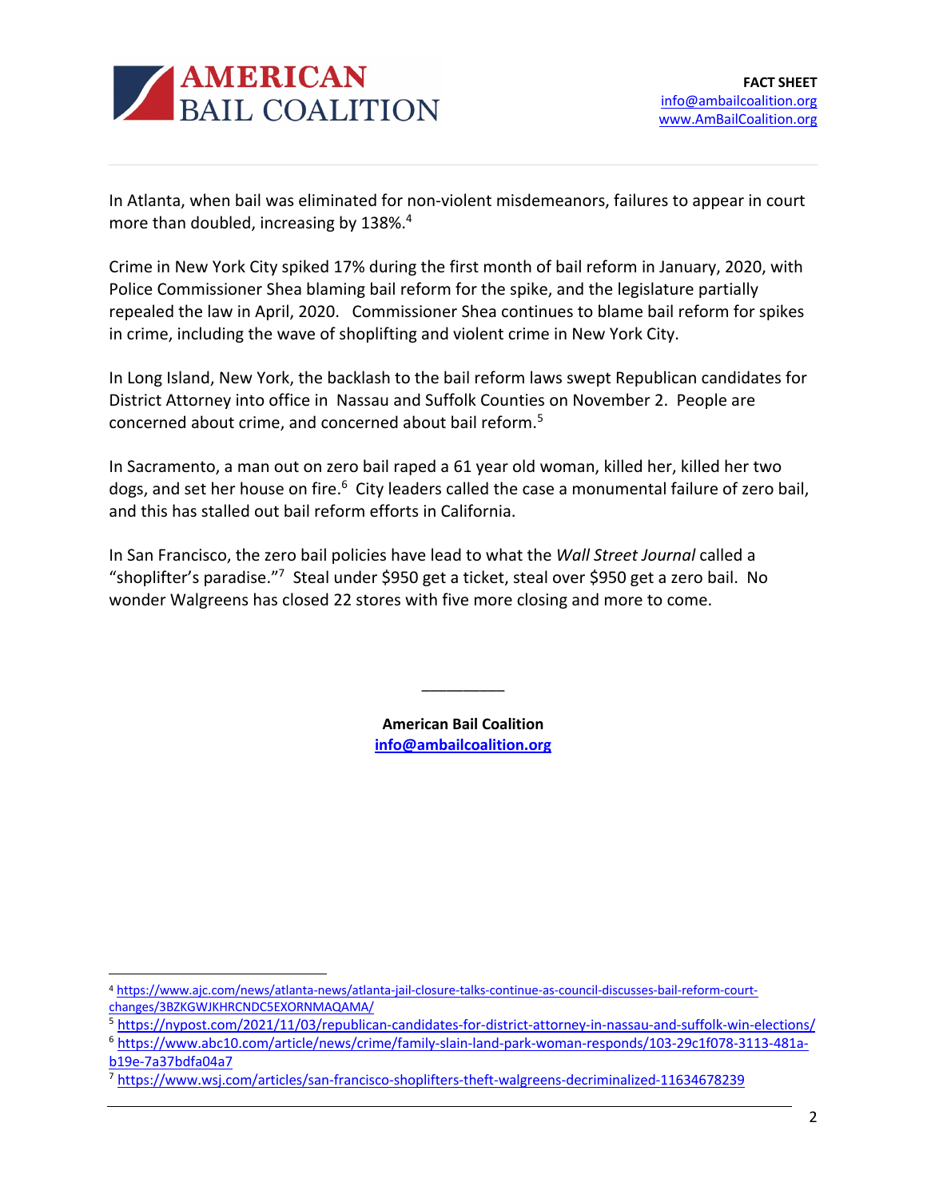**AMERICAN BAIL COALITION**

**FACT SHEET**
info@ambailcoalition.org
www.AmBailCoalition.org

In Atlanta, when bail was eliminated for non-violent misdemeanors, failures to appear in court more than doubled, increasing by 138%.[4]

Crime in New York City spiked 17% during the first month of bail reform in January, 2020, with Police Commissioner Shea blaming bail reform for the spike, and the legislature partially repealed the law in April, 2020. Commissioner Shea continues to blame bail reform for spikes in crime, including the wave of shoplifting and violent crime in New York City.

In Long Island, New York, the backlash to the bail reform laws swept Republican candidates for District Attorney into office in Nassau and Suffolk Counties on November 2. People are concerned about crime, and concerned about bail reform.[5]

In Sacramento, a man out on zero bail raped a 61 year old woman, killed her, killed her two dogs, and set her house on fire.[6] City leaders called the case a monumental failure of zero bail, and this has stalled out bail reform efforts in California.

In San Francisco, the zero bail policies have lead to what the *Wall Street Journal* called a "shoplifter's paradise."[7] Steal under $950 get a ticket, steal over $950 get a zero bail. No wonder Walgreens has closed 22 stores with five more closing and more to come.

__________

**American Bail Coalition**
**info@ambailcoalition.org**

---

[4] https://www.ajc.com/news/atlanta-news/atlanta-jail-closure-talks-continue-as-council-discusses-bail-reform-court-changes/3BZKGWJKHRCNDC5EXORNMAQAMA/

[5] https://nypost.com/2021/11/03/republican-candidates-for-district-attorney-in-nassau-and-suffolk-win-elections/

[6] https://www.abc10.com/article/news/crime/family-slain-land-park-woman-responds/103-29c1f078-3113-481a-b19e-7a37bdfa04a7

[7] https://www.wsj.com/articles/san-francisco-shoplifters-theft-walgreens-decriminalized-11634678239